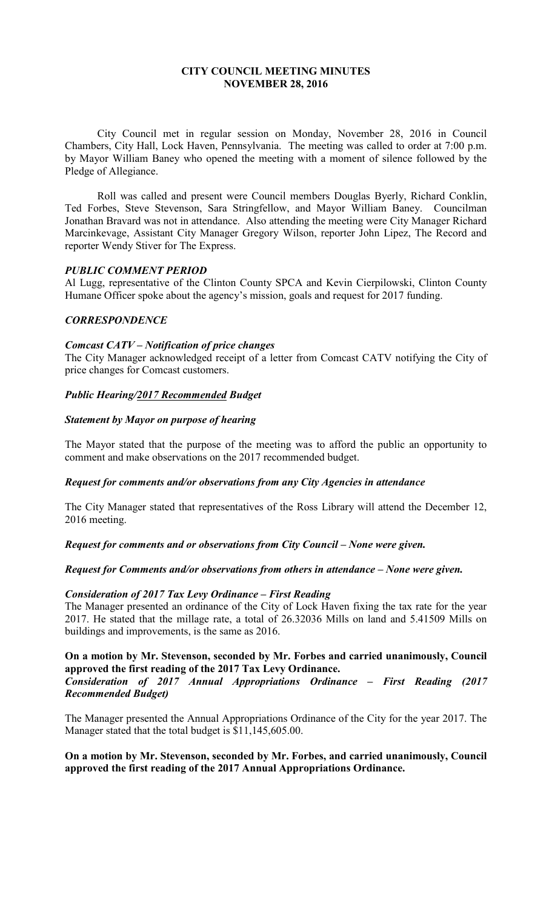# CITY COUNCIL MEETING MINUTES
# NOVEMBER 28, 2016

City Council met in regular session on Monday, November 28, 2016 in Council Chambers, City Hall, Lock Haven, Pennsylvania. The meeting was called to order at 7:00 p.m. by Mayor William Baney who opened the meeting with a moment of silence followed by the Pledge of Allegiance.

Roll was called and present were Council members Douglas Byerly, Richard Conklin, Ted Forbes, Steve Stevenson, Sara Stringfellow, and Mayor William Baney. Councilman Jonathan Bravard was not in attendance. Also attending the meeting were City Manager Richard Marcinkevage, Assistant City Manager Gregory Wilson, reporter John Lipez, The Record and reporter Wendy Stiver for The Express.

***PUBLIC COMMENT PERIOD***

Al Lugg, representative of the Clinton County SPCA and Kevin Cierpilowski, Clinton County Humane Officer spoke about the agency's mission, goals and request for 2017 funding.

***CORRESPONDENCE***

***Comcast CATV – Notification of price changes***

The City Manager acknowledged receipt of a letter from Comcast CATV notifying the City of price changes for Comcast customers.

***Public Hearing/<u>2017 Recommended</u> Budget***

***Statement by Mayor on purpose of hearing***

The Mayor stated that the purpose of the meeting was to afford the public an opportunity to comment and make observations on the 2017 recommended budget.

***Request for comments and/or observations from any City Agencies in attendance***

The City Manager stated that representatives of the Ross Library will attend the December 12, 2016 meeting.

***Request for comments and or observations from City Council – None were given.***

***Request for Comments and/or observations from others in attendance – None were given.***

***Consideration of 2017 Tax Levy Ordinance – First Reading***

The Manager presented an ordinance of the City of Lock Haven fixing the tax rate for the year 2017. He stated that the millage rate, a total of 26.32036 Mills on land and 5.41509 Mills on buildings and improvements, is the same as 2016.

**On a motion by Mr. Stevenson, seconded by Mr. Forbes and carried unanimously, Council approved the first reading of the 2017 Tax Levy Ordinance.**

***Consideration of 2017 Annual Appropriations Ordinance – First Reading (2017 Recommended Budget)***

The Manager presented the Annual Appropriations Ordinance of the City for the year 2017. The Manager stated that the total budget is $11,145,605.00.

**On a motion by Mr. Stevenson, seconded by Mr. Forbes, and carried unanimously, Council approved the first reading of the 2017 Annual Appropriations Ordinance.**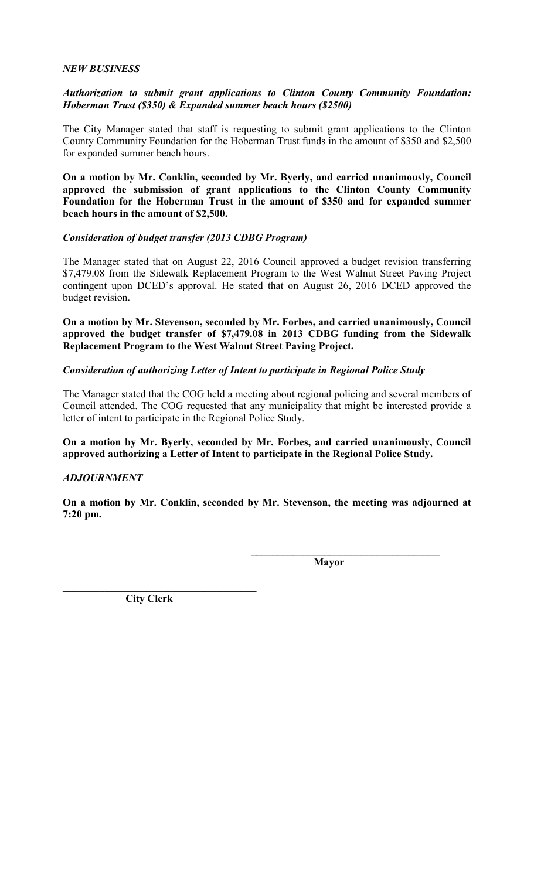***NEW BUSINESS***

***Authorization to submit grant applications to Clinton County Community Foundation: Hoberman Trust ($350) & Expanded summer beach hours ($2500)***

The City Manager stated that staff is requesting to submit grant applications to the Clinton County Community Foundation for the Hoberman Trust funds in the amount of $350 and $2,500 for expanded summer beach hours.

**On a motion by Mr. Conklin, seconded by Mr. Byerly, and carried unanimously, Council approved the submission of grant applications to the Clinton County Community Foundation for the Hoberman Trust in the amount of $350 and for expanded summer beach hours in the amount of $2,500.**

***Consideration of budget transfer (2013 CDBG Program)***

The Manager stated that on August 22, 2016 Council approved a budget revision transferring $7,479.08 from the Sidewalk Replacement Program to the West Walnut Street Paving Project contingent upon DCED's approval. He stated that on August 26, 2016 DCED approved the budget revision.

**On a motion by Mr. Stevenson, seconded by Mr. Forbes, and carried unanimously, Council approved the budget transfer of $7,479.08 in 2013 CDBG funding from the Sidewalk Replacement Program to the West Walnut Street Paving Project.**

***Consideration of authorizing Letter of Intent to participate in Regional Police Study***

The Manager stated that the COG held a meeting about regional policing and several members of Council attended. The COG requested that any municipality that might be interested provide a letter of intent to participate in the Regional Police Study.

**On a motion by Mr. Byerly, seconded by Mr. Forbes, and carried unanimously, Council approved authorizing a Letter of Intent to participate in the Regional Police Study.**

***ADJOURNMENT***

**On a motion by Mr. Conklin, seconded by Mr. Stevenson, the meeting was adjourned at 7:20 pm.**

\_\_\_\_\_\_\_\_\_\_\_\_\_\_\_\_\_\_\_\_\_\_\_\_\_\_\_\_\_\_\_\_\_\_\_\_
**Mayor**

\_\_\_\_\_\_\_\_\_\_\_\_\_\_\_\_\_\_\_\_\_\_\_\_\_\_\_\_\_\_\_\_\_\_\_\_
**City Clerk**